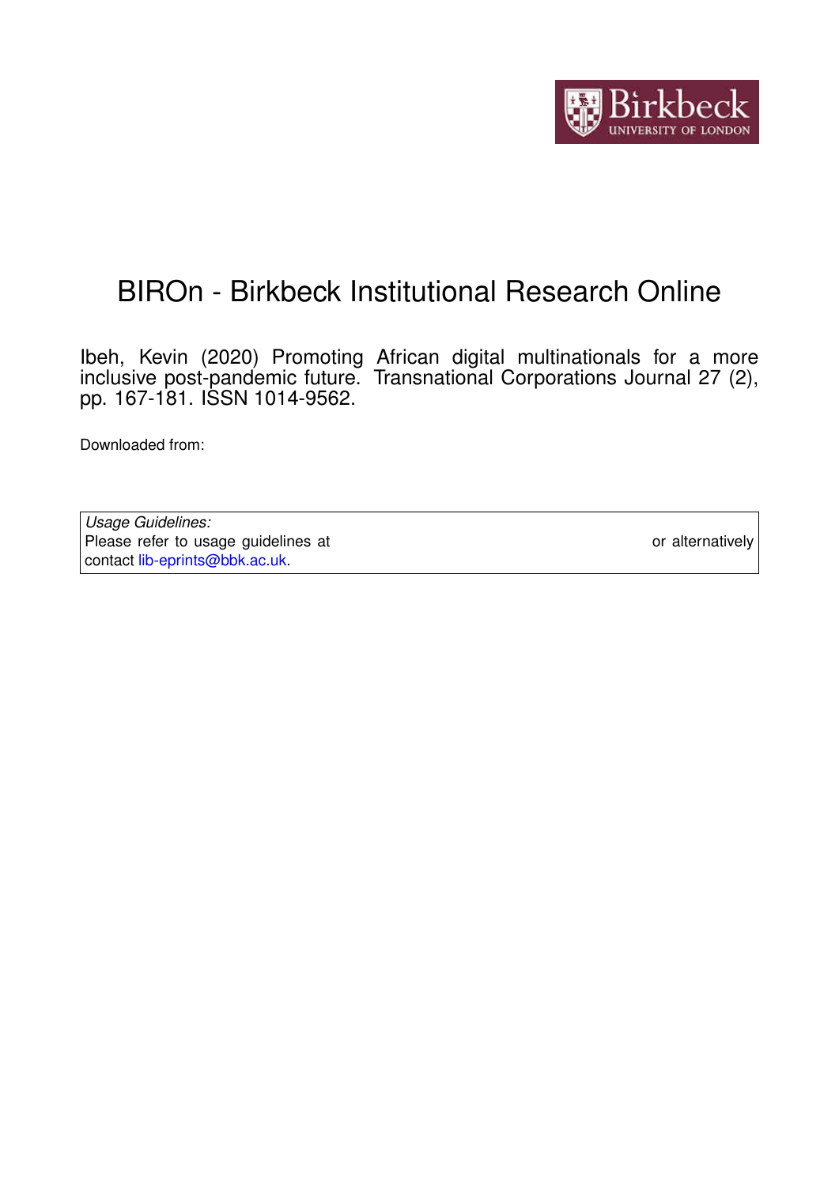# BIROn - Birkbeck Institutional Research Online

Ibeh, Kevin (2020) Promoting African digital multinationals for a more inclusive post-pandemic future. Transnational Corporations Journal 27 (2), pp. 167-181. ISSN 1014-9562.

Downloaded from:

| *Usage Guidelines:* Please refer to usage guidelines at or alternatively contact lib-eprints@bbk.ac.uk. |
|---|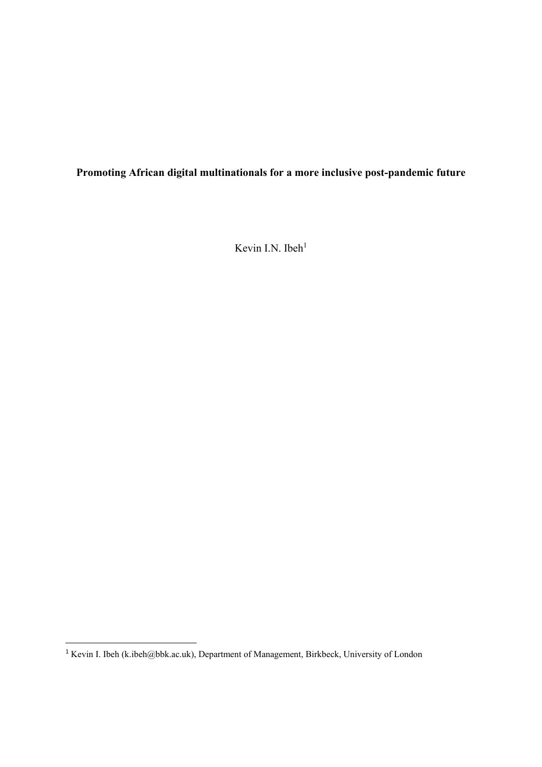**Promoting African digital multinationals for a more inclusive post-pandemic future**

Kevin I.N. Ibeh[1]

[1] Kevin I. Ibeh (k.ibeh@bbk.ac.uk), Department of Management, Birkbeck, University of London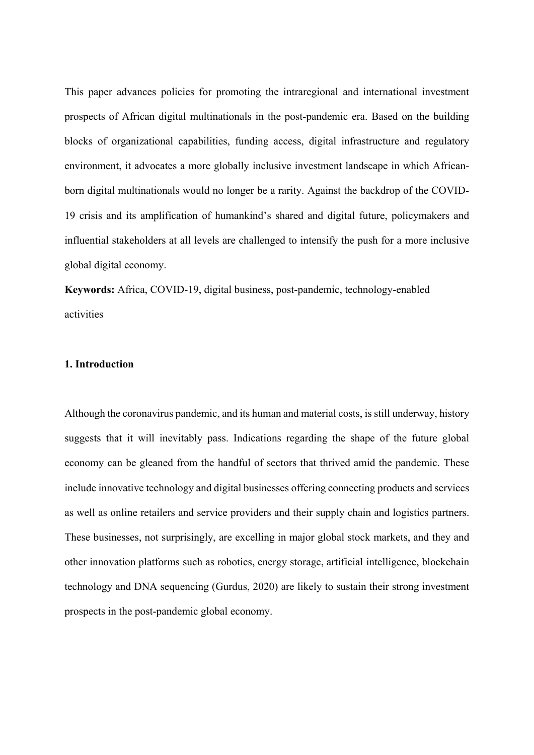This paper advances policies for promoting the intraregional and international investment prospects of African digital multinationals in the post-pandemic era. Based on the building blocks of organizational capabilities, funding access, digital infrastructure and regulatory environment, it advocates a more globally inclusive investment landscape in which African-born digital multinationals would no longer be a rarity. Against the backdrop of the COVID-19 crisis and its amplification of humankind's shared and digital future, policymakers and influential stakeholders at all levels are challenged to intensify the push for a more inclusive global digital economy.

**Keywords:** Africa, COVID-19, digital business, post-pandemic, technology-enabled activities

## 1. Introduction

Although the coronavirus pandemic, and its human and material costs, is still underway, history suggests that it will inevitably pass. Indications regarding the shape of the future global economy can be gleaned from the handful of sectors that thrived amid the pandemic. These include innovative technology and digital businesses offering connecting products and services as well as online retailers and service providers and their supply chain and logistics partners. These businesses, not surprisingly, are excelling in major global stock markets, and they and other innovation platforms such as robotics, energy storage, artificial intelligence, blockchain technology and DNA sequencing (Gurdus, 2020) are likely to sustain their strong investment prospects in the post-pandemic global economy.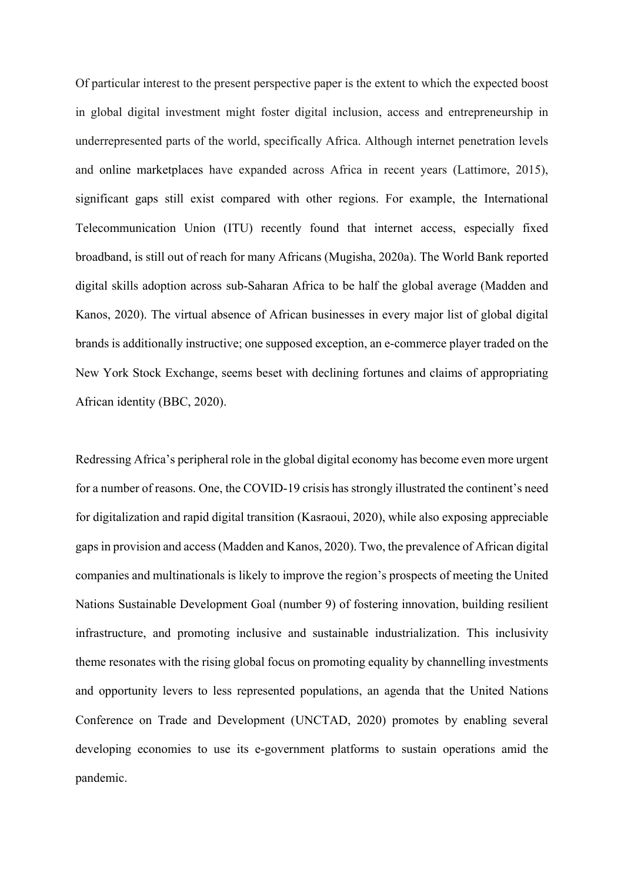Of particular interest to the present perspective paper is the extent to which the expected boost in global digital investment might foster digital inclusion, access and entrepreneurship in underrepresented parts of the world, specifically Africa. Although internet penetration levels and online marketplaces have expanded across Africa in recent years (Lattimore, 2015), significant gaps still exist compared with other regions. For example, the International Telecommunication Union (ITU) recently found that internet access, especially fixed broadband, is still out of reach for many Africans (Mugisha, 2020a). The World Bank reported digital skills adoption across sub-Saharan Africa to be half the global average (Madden and Kanos, 2020). The virtual absence of African businesses in every major list of global digital brands is additionally instructive; one supposed exception, an e-commerce player traded on the New York Stock Exchange, seems beset with declining fortunes and claims of appropriating African identity (BBC, 2020).

Redressing Africa's peripheral role in the global digital economy has become even more urgent for a number of reasons. One, the COVID-19 crisis has strongly illustrated the continent's need for digitalization and rapid digital transition (Kasraoui, 2020), while also exposing appreciable gaps in provision and access (Madden and Kanos, 2020). Two, the prevalence of African digital companies and multinationals is likely to improve the region's prospects of meeting the United Nations Sustainable Development Goal (number 9) of fostering innovation, building resilient infrastructure, and promoting inclusive and sustainable industrialization. This inclusivity theme resonates with the rising global focus on promoting equality by channelling investments and opportunity levers to less represented populations, an agenda that the United Nations Conference on Trade and Development (UNCTAD, 2020) promotes by enabling several developing economies to use its e-government platforms to sustain operations amid the pandemic.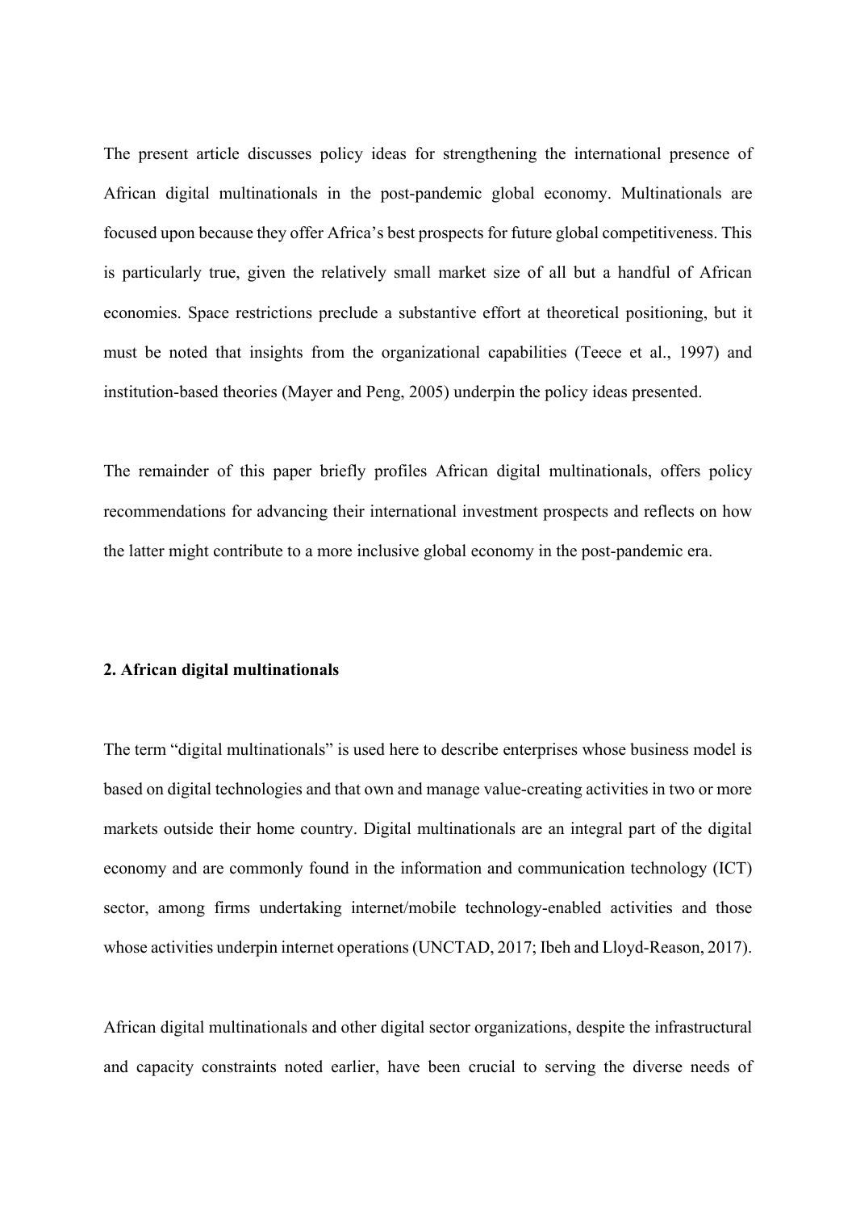The present article discusses policy ideas for strengthening the international presence of African digital multinationals in the post-pandemic global economy. Multinationals are focused upon because they offer Africa's best prospects for future global competitiveness. This is particularly true, given the relatively small market size of all but a handful of African economies. Space restrictions preclude a substantive effort at theoretical positioning, but it must be noted that insights from the organizational capabilities (Teece et al., 1997) and institution-based theories (Mayer and Peng, 2005) underpin the policy ideas presented.

The remainder of this paper briefly profiles African digital multinationals, offers policy recommendations for advancing their international investment prospects and reflects on how the latter might contribute to a more inclusive global economy in the post-pandemic era.

## 2. African digital multinationals

The term "digital multinationals" is used here to describe enterprises whose business model is based on digital technologies and that own and manage value-creating activities in two or more markets outside their home country. Digital multinationals are an integral part of the digital economy and are commonly found in the information and communication technology (ICT) sector, among firms undertaking internet/mobile technology-enabled activities and those whose activities underpin internet operations (UNCTAD, 2017; Ibeh and Lloyd-Reason, 2017).

African digital multinationals and other digital sector organizations, despite the infrastructural and capacity constraints noted earlier, have been crucial to serving the diverse needs of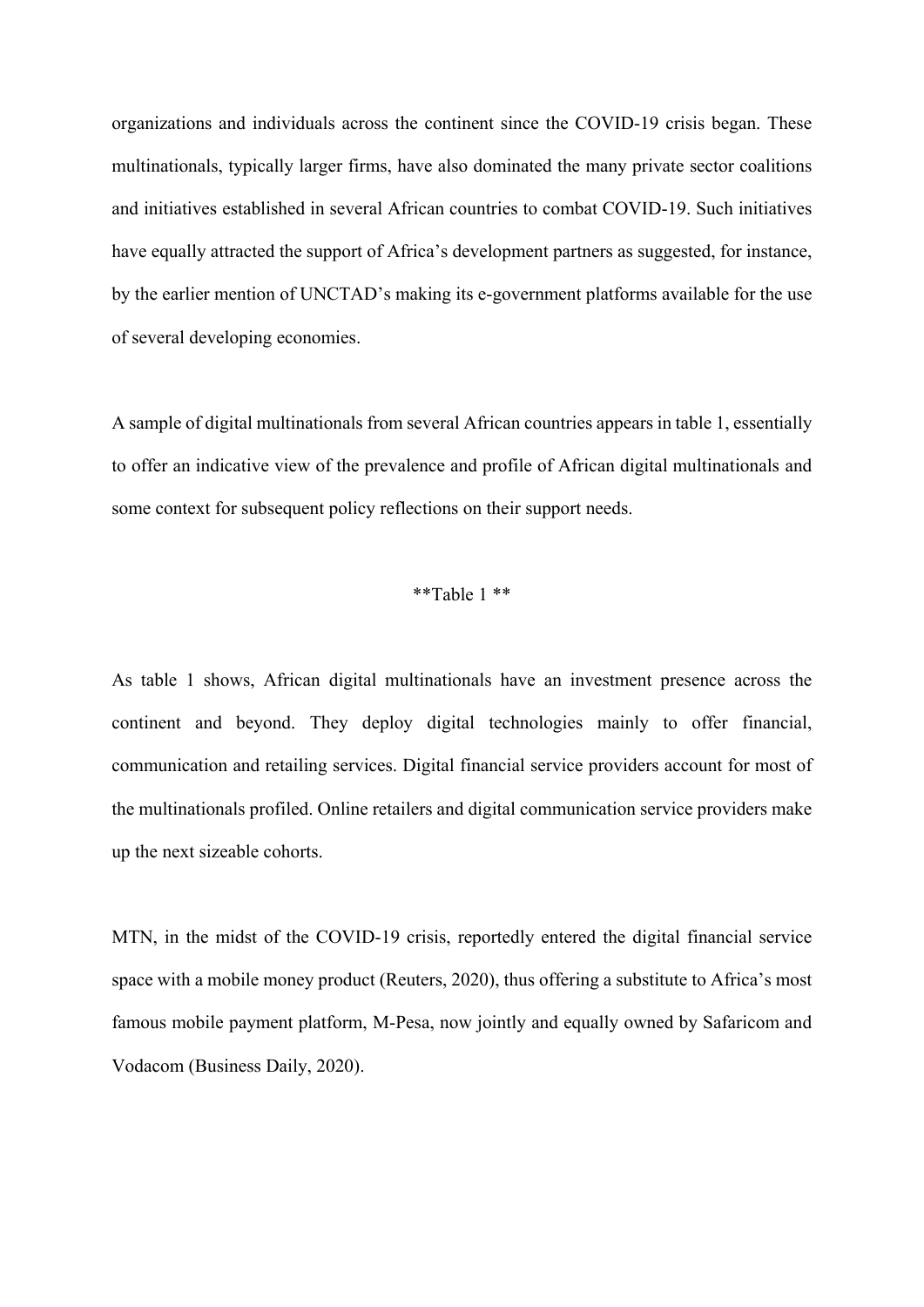organizations and individuals across the continent since the COVID-19 crisis began. These multinationals, typically larger firms, have also dominated the many private sector coalitions and initiatives established in several African countries to combat COVID-19. Such initiatives have equally attracted the support of Africa's development partners as suggested, for instance, by the earlier mention of UNCTAD's making its e-government platforms available for the use of several developing economies.

A sample of digital multinationals from several African countries appears in table 1, essentially to offer an indicative view of the prevalence and profile of African digital multinationals and some context for subsequent policy reflections on their support needs.

**Table 1 **

As table 1 shows, African digital multinationals have an investment presence across the continent and beyond. They deploy digital technologies mainly to offer financial, communication and retailing services. Digital financial service providers account for most of the multinationals profiled. Online retailers and digital communication service providers make up the next sizeable cohorts.

MTN, in the midst of the COVID-19 crisis, reportedly entered the digital financial service space with a mobile money product (Reuters, 2020), thus offering a substitute to Africa's most famous mobile payment platform, M-Pesa, now jointly and equally owned by Safaricom and Vodacom (Business Daily, 2020).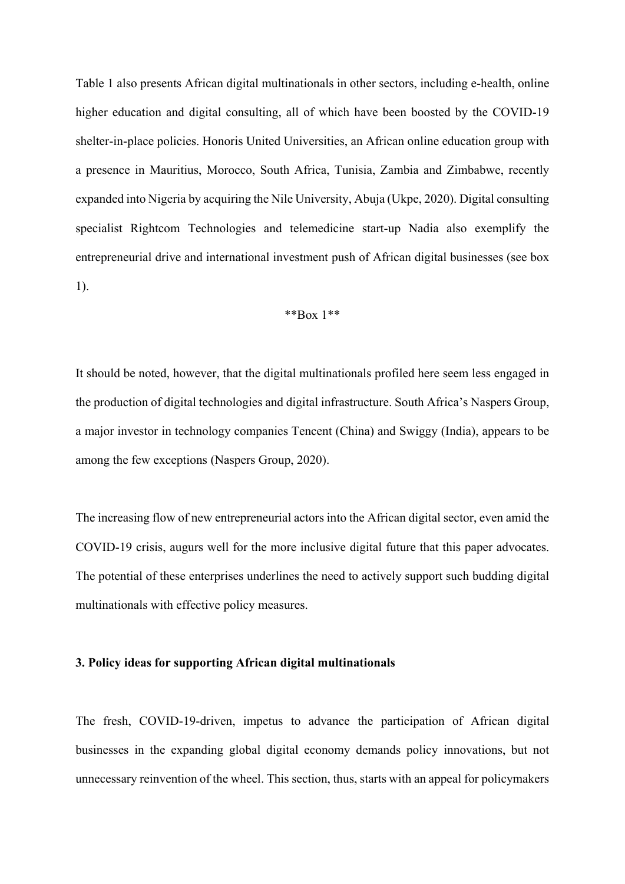Table 1 also presents African digital multinationals in other sectors, including e-health, online higher education and digital consulting, all of which have been boosted by the COVID-19 shelter-in-place policies. Honoris United Universities, an African online education group with a presence in Mauritius, Morocco, South Africa, Tunisia, Zambia and Zimbabwe, recently expanded into Nigeria by acquiring the Nile University, Abuja (Ukpe, 2020). Digital consulting specialist Rightcom Technologies and telemedicine start-up Nadia also exemplify the entrepreneurial drive and international investment push of African digital businesses (see box 1).

**Box 1**

It should be noted, however, that the digital multinationals profiled here seem less engaged in the production of digital technologies and digital infrastructure. South Africa's Naspers Group, a major investor in technology companies Tencent (China) and Swiggy (India), appears to be among the few exceptions (Naspers Group, 2020).

The increasing flow of new entrepreneurial actors into the African digital sector, even amid the COVID-19 crisis, augurs well for the more inclusive digital future that this paper advocates. The potential of these enterprises underlines the need to actively support such budding digital multinationals with effective policy measures.

## 3. Policy ideas for supporting African digital multinationals

The fresh, COVID-19-driven, impetus to advance the participation of African digital businesses in the expanding global digital economy demands policy innovations, but not unnecessary reinvention of the wheel. This section, thus, starts with an appeal for policymakers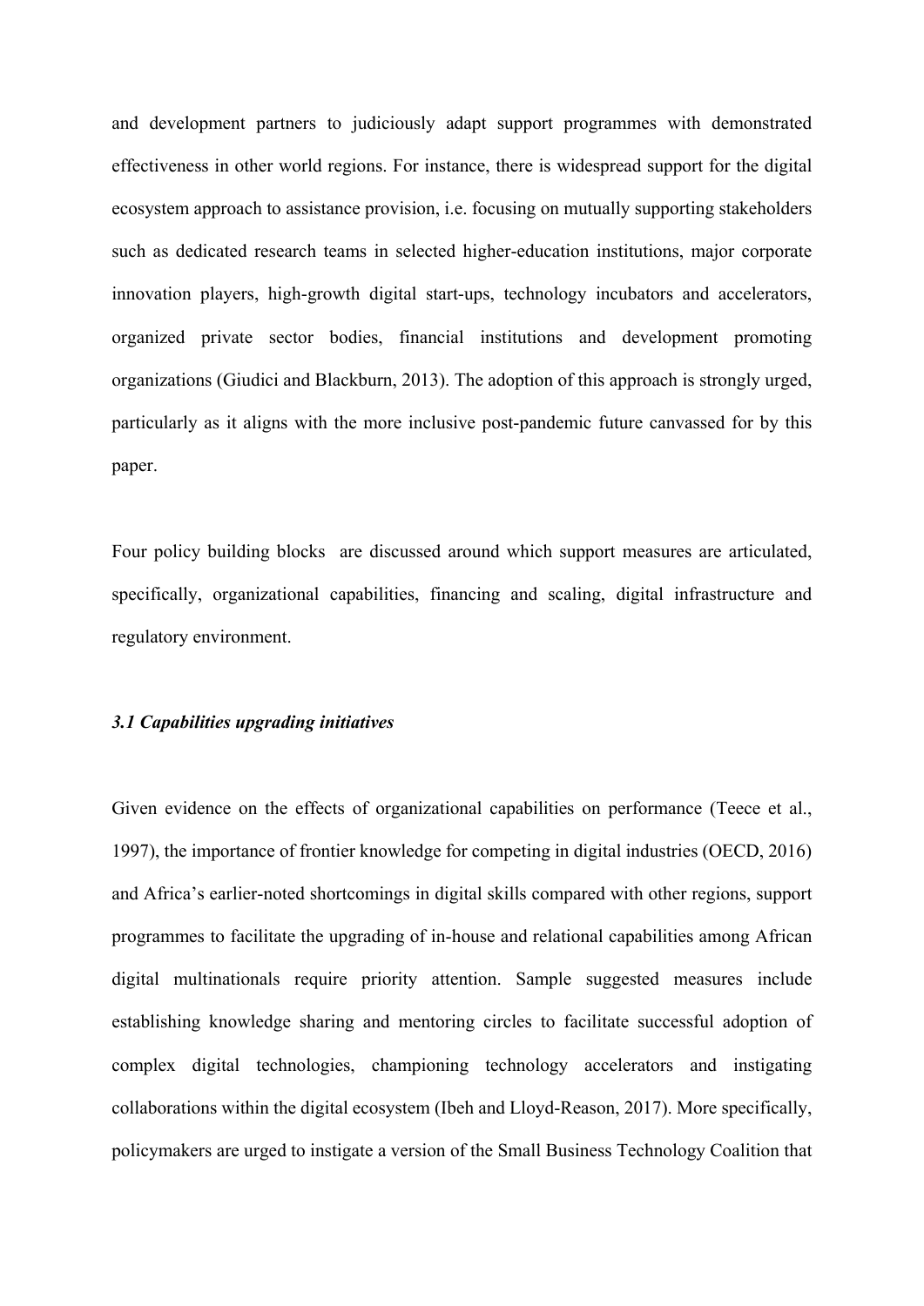and development partners to judiciously adapt support programmes with demonstrated effectiveness in other world regions. For instance, there is widespread support for the digital ecosystem approach to assistance provision, i.e. focusing on mutually supporting stakeholders such as dedicated research teams in selected higher-education institutions, major corporate innovation players, high-growth digital start-ups, technology incubators and accelerators, organized private sector bodies, financial institutions and development promoting organizations (Giudici and Blackburn, 2013). The adoption of this approach is strongly urged, particularly as it aligns with the more inclusive post-pandemic future canvassed for by this paper.

Four policy building blocks are discussed around which support measures are articulated, specifically, organizational capabilities, financing and scaling, digital infrastructure and regulatory environment.

### *3.1 Capabilities upgrading initiatives*

Given evidence on the effects of organizational capabilities on performance (Teece et al., 1997), the importance of frontier knowledge for competing in digital industries (OECD, 2016) and Africa's earlier-noted shortcomings in digital skills compared with other regions, support programmes to facilitate the upgrading of in-house and relational capabilities among African digital multinationals require priority attention. Sample suggested measures include establishing knowledge sharing and mentoring circles to facilitate successful adoption of complex digital technologies, championing technology accelerators and instigating collaborations within the digital ecosystem (Ibeh and Lloyd-Reason, 2017). More specifically, policymakers are urged to instigate a version of the Small Business Technology Coalition that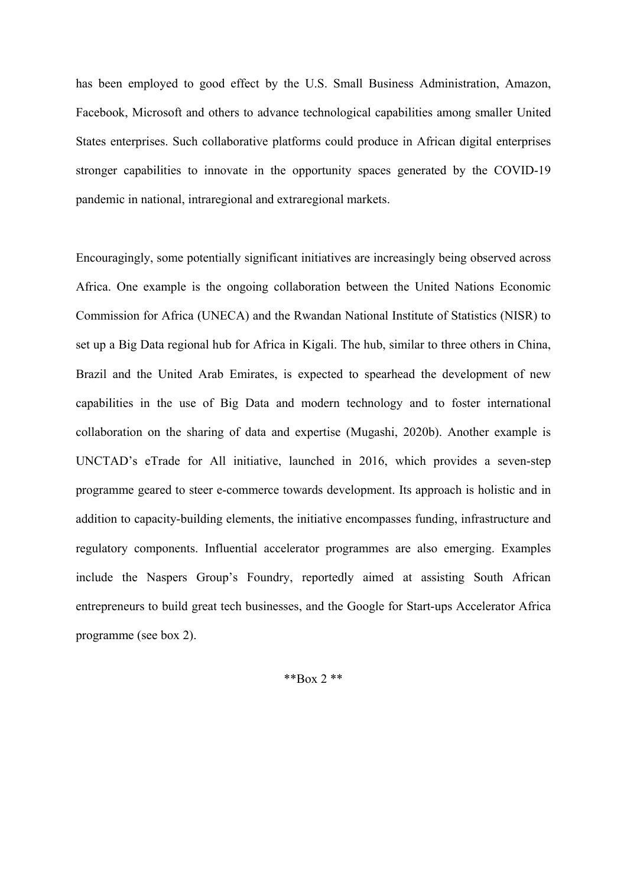has been employed to good effect by the U.S. Small Business Administration, Amazon, Facebook, Microsoft and others to advance technological capabilities among smaller United States enterprises. Such collaborative platforms could produce in African digital enterprises stronger capabilities to innovate in the opportunity spaces generated by the COVID-19 pandemic in national, intraregional and extraregional markets.

Encouragingly, some potentially significant initiatives are increasingly being observed across Africa. One example is the ongoing collaboration between the United Nations Economic Commission for Africa (UNECA) and the Rwandan National Institute of Statistics (NISR) to set up a Big Data regional hub for Africa in Kigali. The hub, similar to three others in China, Brazil and the United Arab Emirates, is expected to spearhead the development of new capabilities in the use of Big Data and modern technology and to foster international collaboration on the sharing of data and expertise (Mugashi, 2020b). Another example is UNCTAD's eTrade for All initiative, launched in 2016, which provides a seven-step programme geared to steer e-commerce towards development. Its approach is holistic and in addition to capacity-building elements, the initiative encompasses funding, infrastructure and regulatory components. Influential accelerator programmes are also emerging. Examples include the Naspers Group's Foundry, reportedly aimed at assisting South African entrepreneurs to build great tech businesses, and the Google for Start-ups Accelerator Africa programme (see box 2).

**Box 2 **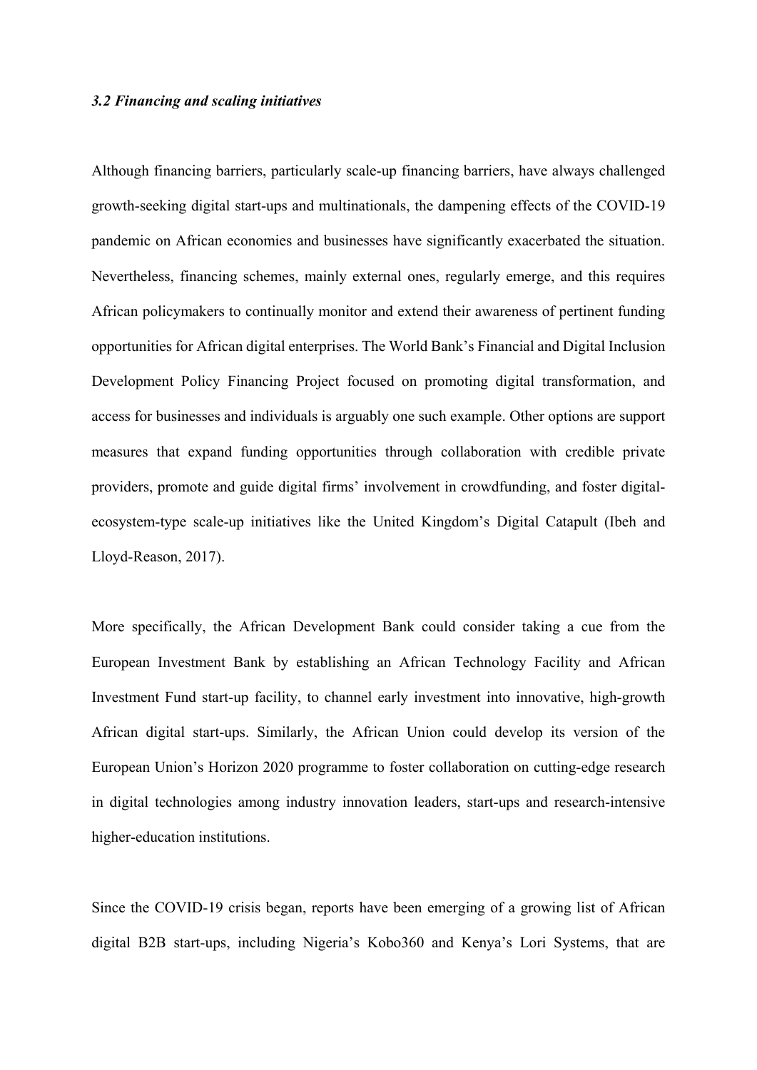### *3.2 Financing and scaling initiatives*

Although financing barriers, particularly scale-up financing barriers, have always challenged growth-seeking digital start-ups and multinationals, the dampening effects of the COVID-19 pandemic on African economies and businesses have significantly exacerbated the situation. Nevertheless, financing schemes, mainly external ones, regularly emerge, and this requires African policymakers to continually monitor and extend their awareness of pertinent funding opportunities for African digital enterprises. The World Bank's Financial and Digital Inclusion Development Policy Financing Project focused on promoting digital transformation, and access for businesses and individuals is arguably one such example. Other options are support measures that expand funding opportunities through collaboration with credible private providers, promote and guide digital firms' involvement in crowdfunding, and foster digital-ecosystem-type scale-up initiatives like the United Kingdom's Digital Catapult (Ibeh and Lloyd-Reason, 2017).

More specifically, the African Development Bank could consider taking a cue from the European Investment Bank by establishing an African Technology Facility and African Investment Fund start-up facility, to channel early investment into innovative, high-growth African digital start-ups. Similarly, the African Union could develop its version of the European Union's Horizon 2020 programme to foster collaboration on cutting-edge research in digital technologies among industry innovation leaders, start-ups and research-intensive higher-education institutions.

Since the COVID-19 crisis began, reports have been emerging of a growing list of African digital B2B start-ups, including Nigeria's Kobo360 and Kenya's Lori Systems, that are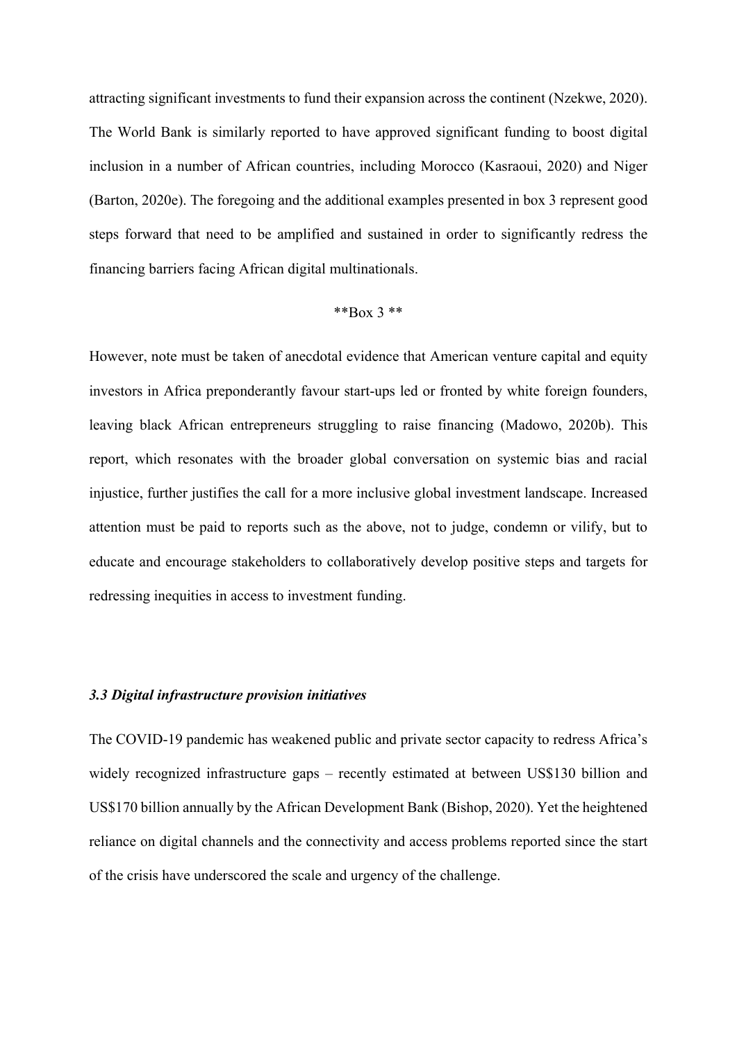attracting significant investments to fund their expansion across the continent (Nzekwe, 2020). The World Bank is similarly reported to have approved significant funding to boost digital inclusion in a number of African countries, including Morocco (Kasraoui, 2020) and Niger (Barton, 2020e). The foregoing and the additional examples presented in box 3 represent good steps forward that need to be amplified and sustained in order to significantly redress the financing barriers facing African digital multinationals.

**Box 3 **

However, note must be taken of anecdotal evidence that American venture capital and equity investors in Africa preponderantly favour start-ups led or fronted by white foreign founders, leaving black African entrepreneurs struggling to raise financing (Madowo, 2020b). This report, which resonates with the broader global conversation on systemic bias and racial injustice, further justifies the call for a more inclusive global investment landscape. Increased attention must be paid to reports such as the above, not to judge, condemn or vilify, but to educate and encourage stakeholders to collaboratively develop positive steps and targets for redressing inequities in access to investment funding.

### *3.3 Digital infrastructure provision initiatives*

The COVID-19 pandemic has weakened public and private sector capacity to redress Africa's widely recognized infrastructure gaps – recently estimated at between US$130 billion and US$170 billion annually by the African Development Bank (Bishop, 2020). Yet the heightened reliance on digital channels and the connectivity and access problems reported since the start of the crisis have underscored the scale and urgency of the challenge.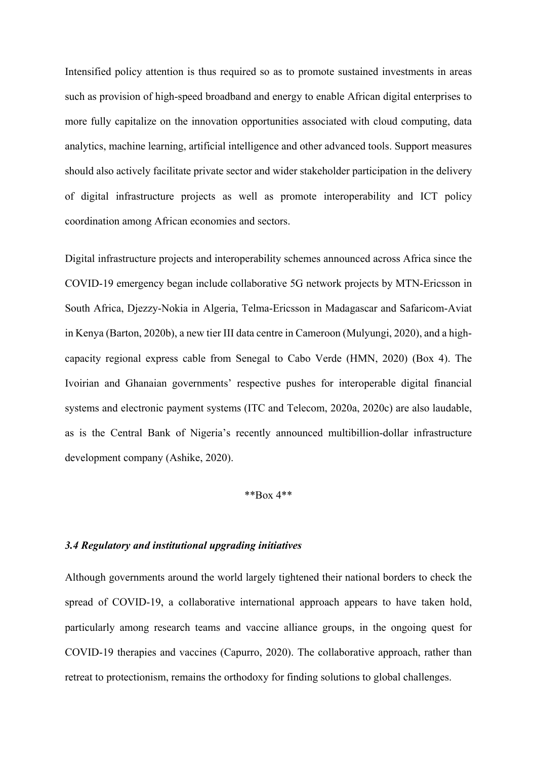Intensified policy attention is thus required so as to promote sustained investments in areas such as provision of high-speed broadband and energy to enable African digital enterprises to more fully capitalize on the innovation opportunities associated with cloud computing, data analytics, machine learning, artificial intelligence and other advanced tools. Support measures should also actively facilitate private sector and wider stakeholder participation in the delivery of digital infrastructure projects as well as promote interoperability and ICT policy coordination among African economies and sectors.

Digital infrastructure projects and interoperability schemes announced across Africa since the COVID-19 emergency began include collaborative 5G network projects by MTN-Ericsson in South Africa, Djezzy-Nokia in Algeria, Telma-Ericsson in Madagascar and Safaricom-Aviat in Kenya (Barton, 2020b), a new tier III data centre in Cameroon (Mulyungi, 2020), and a high-capacity regional express cable from Senegal to Cabo Verde (HMN, 2020) (Box 4). The Ivoirian and Ghanaian governments' respective pushes for interoperable digital financial systems and electronic payment systems (ITC and Telecom, 2020a, 2020c) are also laudable, as is the Central Bank of Nigeria's recently announced multibillion-dollar infrastructure development company (Ashike, 2020).

**Box 4**

### *3.4 Regulatory and institutional upgrading initiatives*

Although governments around the world largely tightened their national borders to check the spread of COVID-19, a collaborative international approach appears to have taken hold, particularly among research teams and vaccine alliance groups, in the ongoing quest for COVID-19 therapies and vaccines (Capurro, 2020). The collaborative approach, rather than retreat to protectionism, remains the orthodoxy for finding solutions to global challenges.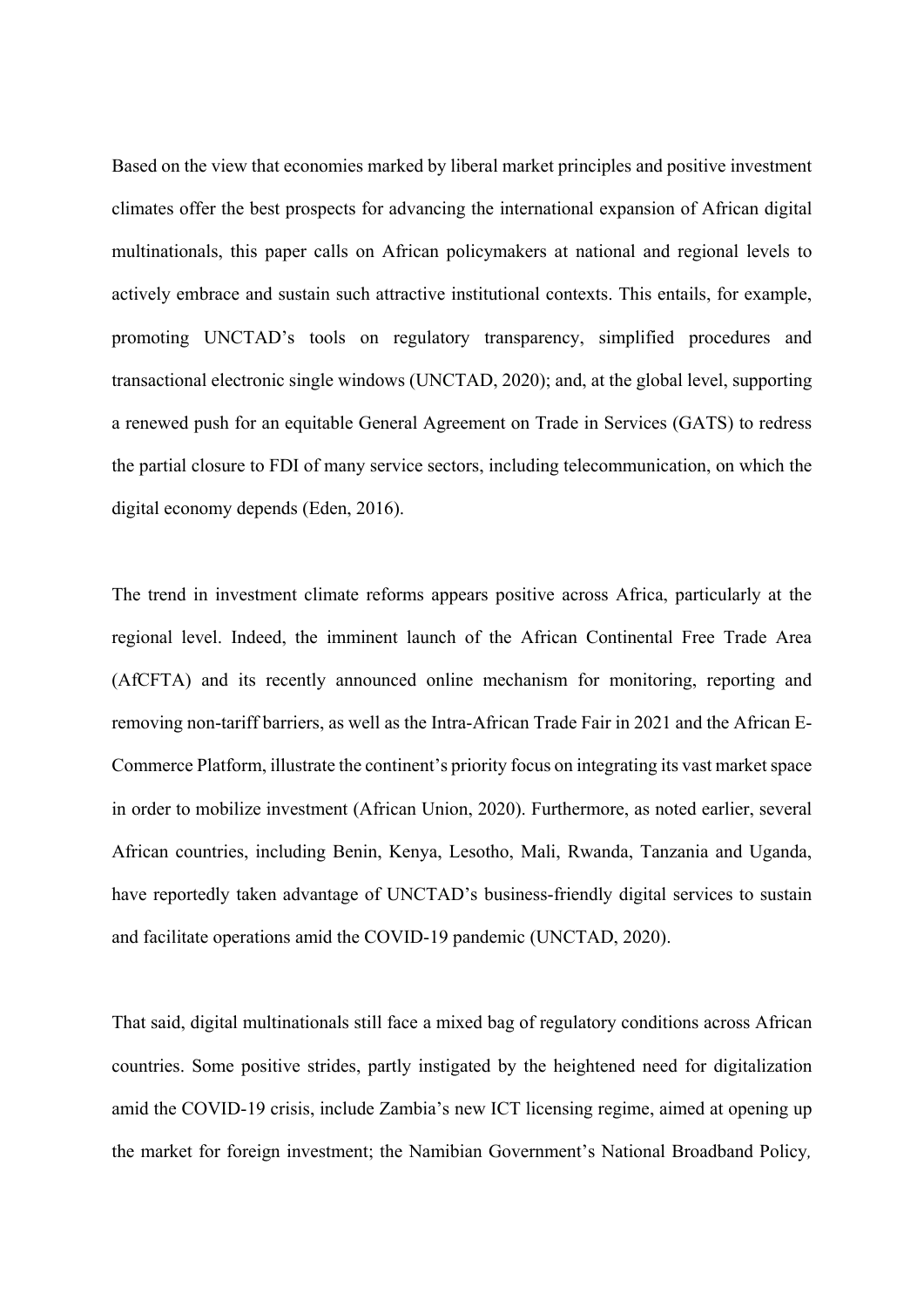Based on the view that economies marked by liberal market principles and positive investment climates offer the best prospects for advancing the international expansion of African digital multinationals, this paper calls on African policymakers at national and regional levels to actively embrace and sustain such attractive institutional contexts. This entails, for example, promoting UNCTAD's tools on regulatory transparency, simplified procedures and transactional electronic single windows (UNCTAD, 2020); and, at the global level, supporting a renewed push for an equitable General Agreement on Trade in Services (GATS) to redress the partial closure to FDI of many service sectors, including telecommunication, on which the digital economy depends (Eden, 2016).

The trend in investment climate reforms appears positive across Africa, particularly at the regional level. Indeed, the imminent launch of the African Continental Free Trade Area (AfCFTA) and its recently announced online mechanism for monitoring, reporting and removing non-tariff barriers, as well as the Intra-African Trade Fair in 2021 and the African E-Commerce Platform, illustrate the continent's priority focus on integrating its vast market space in order to mobilize investment (African Union, 2020). Furthermore, as noted earlier, several African countries, including Benin, Kenya, Lesotho, Mali, Rwanda, Tanzania and Uganda, have reportedly taken advantage of UNCTAD's business-friendly digital services to sustain and facilitate operations amid the COVID-19 pandemic (UNCTAD, 2020).

That said, digital multinationals still face a mixed bag of regulatory conditions across African countries. Some positive strides, partly instigated by the heightened need for digitalization amid the COVID-19 crisis, include Zambia's new ICT licensing regime, aimed at opening up the market for foreign investment; the Namibian Government's National Broadband Policy,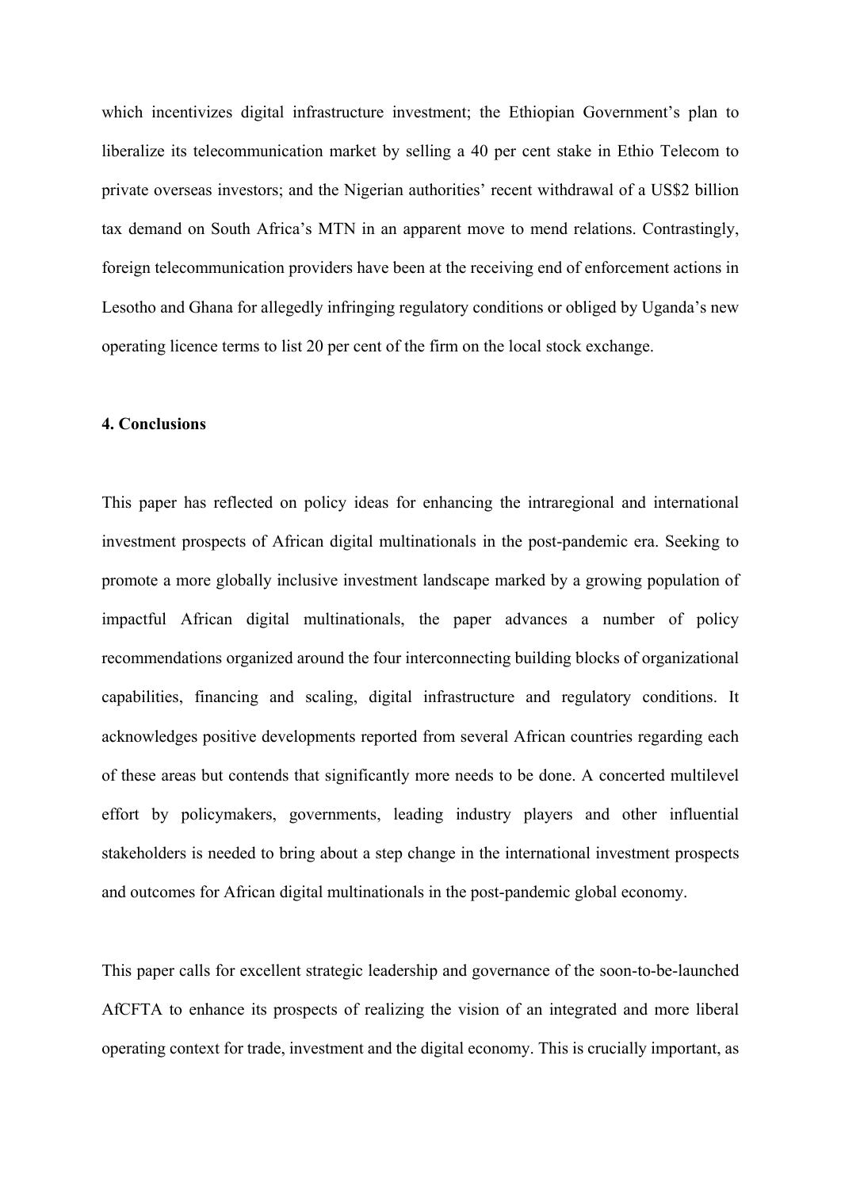which incentivizes digital infrastructure investment; the Ethiopian Government's plan to liberalize its telecommunication market by selling a 40 per cent stake in Ethio Telecom to private overseas investors; and the Nigerian authorities' recent withdrawal of a US$2 billion tax demand on South Africa's MTN in an apparent move to mend relations. Contrastingly, foreign telecommunication providers have been at the receiving end of enforcement actions in Lesotho and Ghana for allegedly infringing regulatory conditions or obliged by Uganda's new operating licence terms to list 20 per cent of the firm on the local stock exchange.

## 4. Conclusions

This paper has reflected on policy ideas for enhancing the intraregional and international investment prospects of African digital multinationals in the post-pandemic era. Seeking to promote a more globally inclusive investment landscape marked by a growing population of impactful African digital multinationals, the paper advances a number of policy recommendations organized around the four interconnecting building blocks of organizational capabilities, financing and scaling, digital infrastructure and regulatory conditions. It acknowledges positive developments reported from several African countries regarding each of these areas but contends that significantly more needs to be done. A concerted multilevel effort by policymakers, governments, leading industry players and other influential stakeholders is needed to bring about a step change in the international investment prospects and outcomes for African digital multinationals in the post-pandemic global economy.

This paper calls for excellent strategic leadership and governance of the soon-to-be-launched AfCFTA to enhance its prospects of realizing the vision of an integrated and more liberal operating context for trade, investment and the digital economy. This is crucially important, as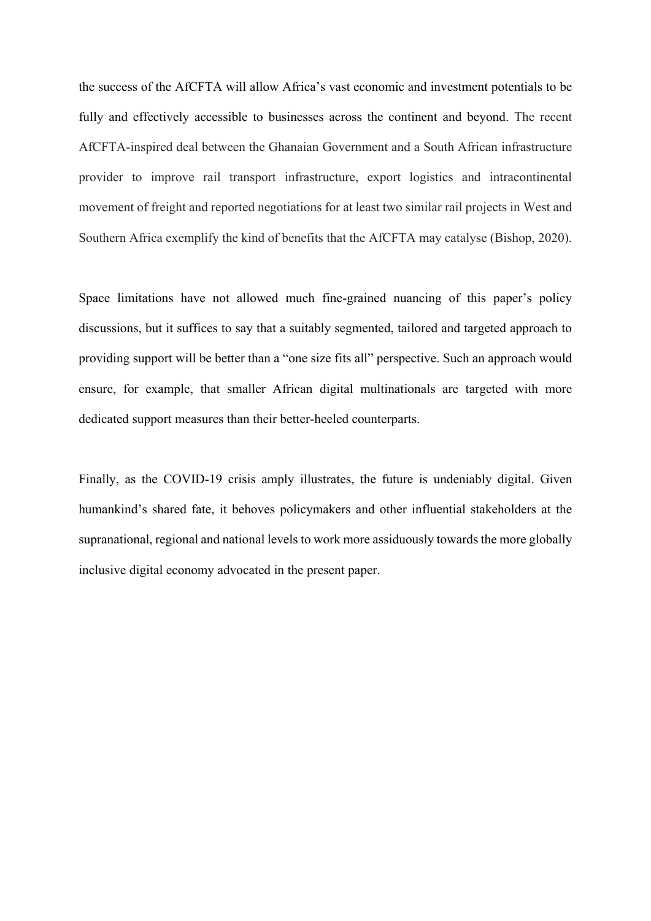the success of the AfCFTA will allow Africa's vast economic and investment potentials to be fully and effectively accessible to businesses across the continent and beyond. The recent AfCFTA-inspired deal between the Ghanaian Government and a South African infrastructure provider to improve rail transport infrastructure, export logistics and intracontinental movement of freight and reported negotiations for at least two similar rail projects in West and Southern Africa exemplify the kind of benefits that the AfCFTA may catalyse (Bishop, 2020).

Space limitations have not allowed much fine-grained nuancing of this paper's policy discussions, but it suffices to say that a suitably segmented, tailored and targeted approach to providing support will be better than a "one size fits all" perspective. Such an approach would ensure, for example, that smaller African digital multinationals are targeted with more dedicated support measures than their better-heeled counterparts.

Finally, as the COVID-19 crisis amply illustrates, the future is undeniably digital. Given humankind's shared fate, it behoves policymakers and other influential stakeholders at the supranational, regional and national levels to work more assiduously towards the more globally inclusive digital economy advocated in the present paper.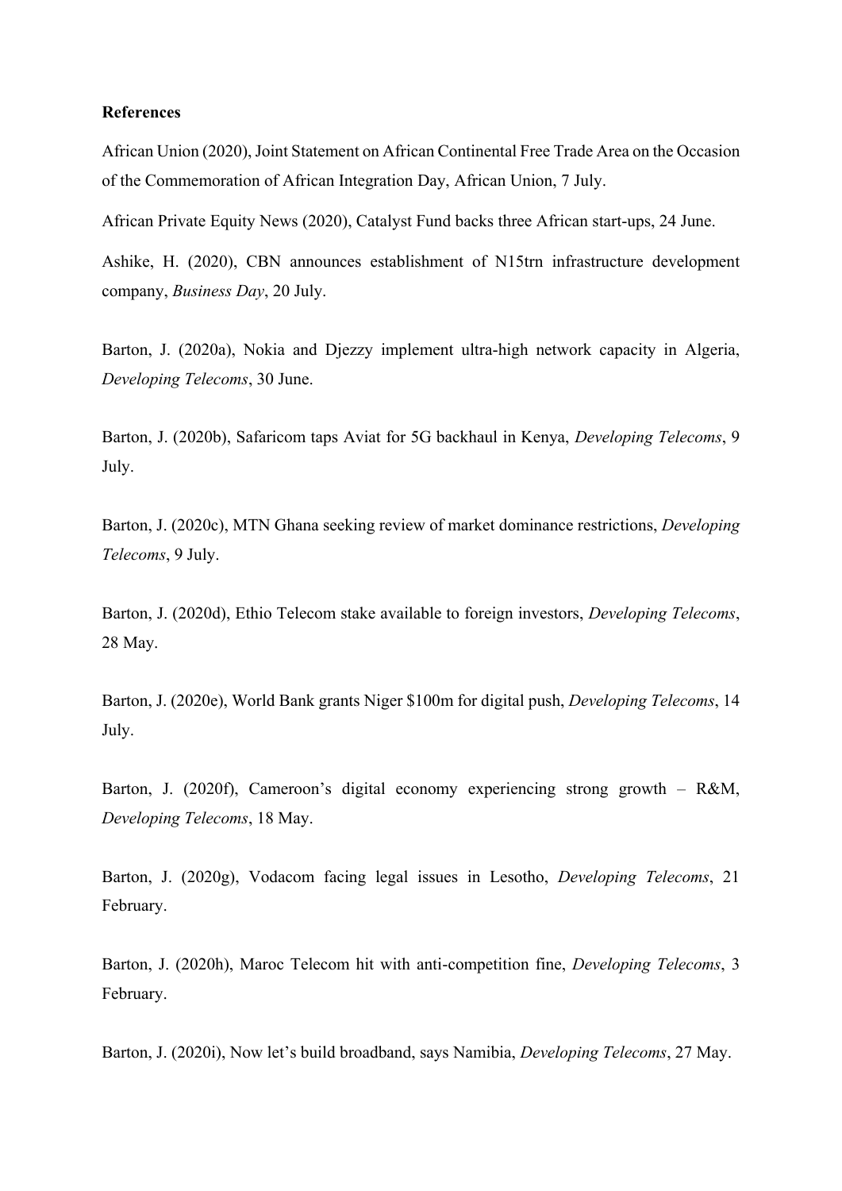**References**

African Union (2020), Joint Statement on African Continental Free Trade Area on the Occasion of the Commemoration of African Integration Day, African Union, 7 July.

African Private Equity News (2020), Catalyst Fund backs three African start-ups, 24 June.

Ashike, H. (2020), CBN announces establishment of N15trn infrastructure development company, *Business Day*, 20 July.

Barton, J. (2020a), Nokia and Djezzy implement ultra-high network capacity in Algeria, *Developing Telecoms*, 30 June.

Barton, J. (2020b), Safaricom taps Aviat for 5G backhaul in Kenya, *Developing Telecoms*, 9 July.

Barton, J. (2020c), MTN Ghana seeking review of market dominance restrictions, *Developing Telecoms*, 9 July.

Barton, J. (2020d), Ethio Telecom stake available to foreign investors, *Developing Telecoms*, 28 May.

Barton, J. (2020e), World Bank grants Niger $100m for digital push, *Developing Telecoms*, 14 July.

Barton, J. (2020f), Cameroon's digital economy experiencing strong growth – R&M, *Developing Telecoms*, 18 May.

Barton, J. (2020g), Vodacom facing legal issues in Lesotho, *Developing Telecoms*, 21 February.

Barton, J. (2020h), Maroc Telecom hit with anti-competition fine, *Developing Telecoms*, 3 February.

Barton, J. (2020i), Now let's build broadband, says Namibia, *Developing Telecoms*, 27 May.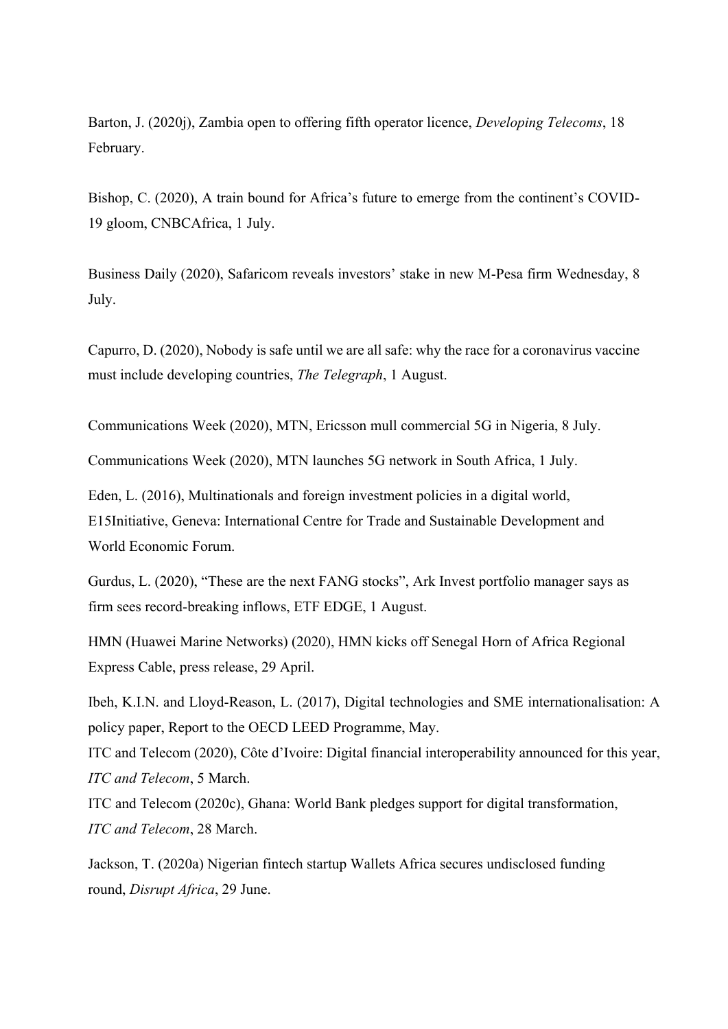Barton, J. (2020j), Zambia open to offering fifth operator licence, *Developing Telecoms*, 18 February.

Bishop, C. (2020), A train bound for Africa's future to emerge from the continent's COVID-19 gloom, CNBCAfrica, 1 July.

Business Daily (2020), Safaricom reveals investors' stake in new M-Pesa firm Wednesday, 8 July.

Capurro, D. (2020), Nobody is safe until we are all safe: why the race for a coronavirus vaccine must include developing countries, *The Telegraph*, 1 August.

Communications Week (2020), MTN, Ericsson mull commercial 5G in Nigeria, 8 July.

Communications Week (2020), MTN launches 5G network in South Africa, 1 July.

Eden, L. (2016), Multinationals and foreign investment policies in a digital world, E15Initiative, Geneva: International Centre for Trade and Sustainable Development and World Economic Forum.

Gurdus, L. (2020), "These are the next FANG stocks", Ark Invest portfolio manager says as firm sees record-breaking inflows, ETF EDGE, 1 August.

HMN (Huawei Marine Networks) (2020), HMN kicks off Senegal Horn of Africa Regional Express Cable, press release, 29 April.

Ibeh, K.I.N. and Lloyd-Reason, L. (2017), Digital technologies and SME internationalisation: A policy paper, Report to the OECD LEED Programme, May.

ITC and Telecom (2020), Côte d'Ivoire: Digital financial interoperability announced for this year, *ITC and Telecom*, 5 March.

ITC and Telecom (2020c), Ghana: World Bank pledges support for digital transformation, *ITC and Telecom*, 28 March.

Jackson, T. (2020a) Nigerian fintech startup Wallets Africa secures undisclosed funding round, *Disrupt Africa*, 29 June.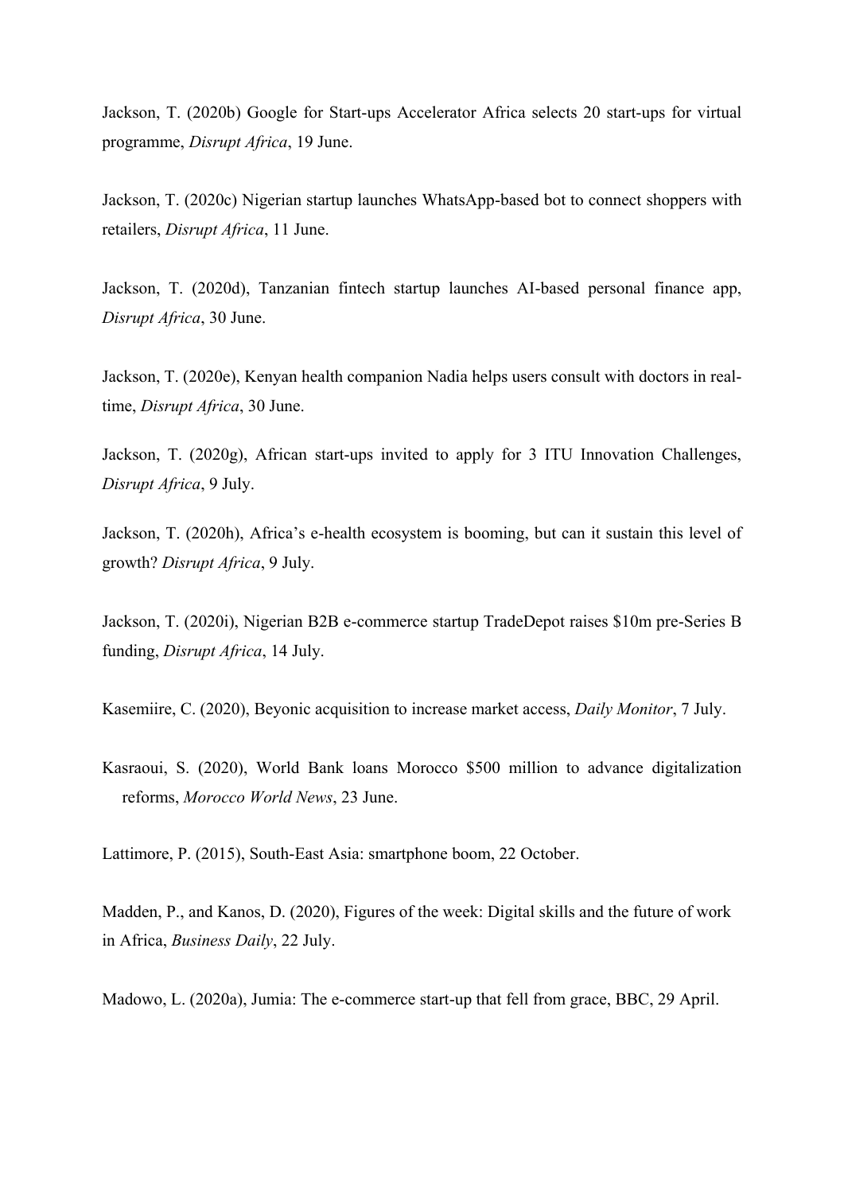Jackson, T. (2020b) Google for Start-ups Accelerator Africa selects 20 start-ups for virtual programme, *Disrupt Africa*, 19 June.

Jackson, T. (2020c) Nigerian startup launches WhatsApp-based bot to connect shoppers with retailers, *Disrupt Africa*, 11 June.

Jackson, T. (2020d), Tanzanian fintech startup launches AI-based personal finance app, *Disrupt Africa*, 30 June.

Jackson, T. (2020e), Kenyan health companion Nadia helps users consult with doctors in real-time, *Disrupt Africa*, 30 June.

Jackson, T. (2020g), African start-ups invited to apply for 3 ITU Innovation Challenges, *Disrupt Africa*, 9 July.

Jackson, T. (2020h), Africa's e-health ecosystem is booming, but can it sustain this level of growth? *Disrupt Africa*, 9 July.

Jackson, T. (2020i), Nigerian B2B e-commerce startup TradeDepot raises $10m pre-Series B funding, *Disrupt Africa*, 14 July.

Kasemiire, C. (2020), Beyonic acquisition to increase market access, *Daily Monitor*, 7 July.

Kasraoui, S. (2020), World Bank loans Morocco $500 million to advance digitalization reforms, *Morocco World News*, 23 June.

Lattimore, P. (2015), South-East Asia: smartphone boom, 22 October.

Madden, P., and Kanos, D. (2020), Figures of the week: Digital skills and the future of work in Africa, *Business Daily*, 22 July.

Madowo, L. (2020a), Jumia: The e-commerce start-up that fell from grace, BBC, 29 April.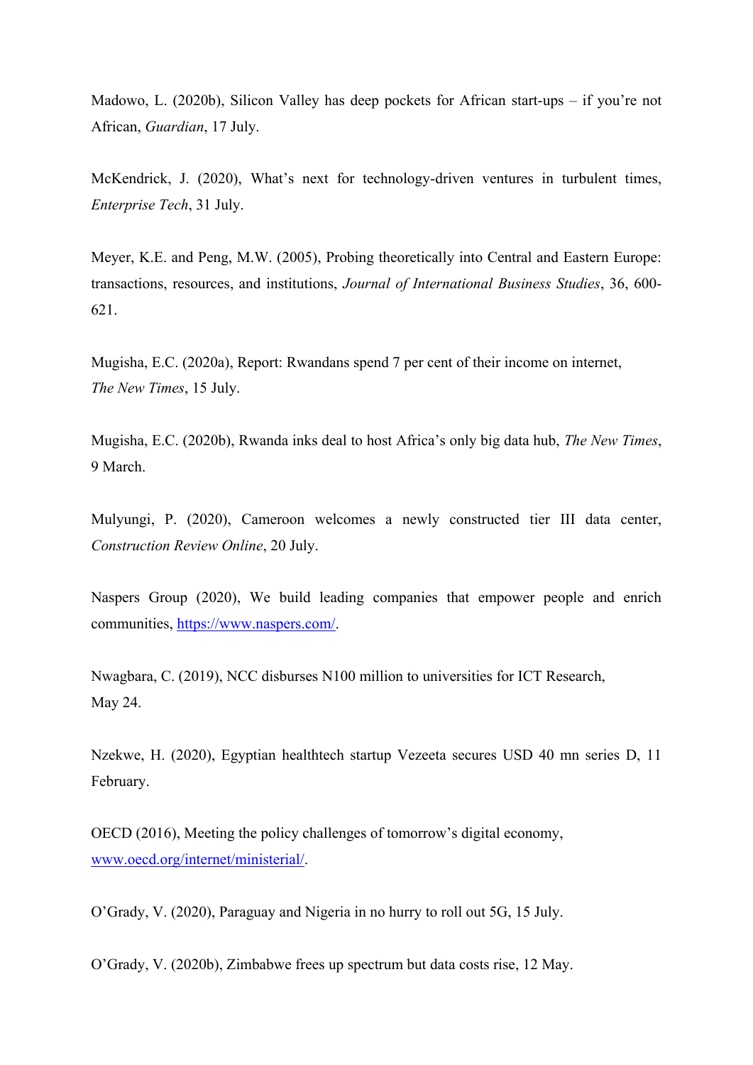Madowo, L. (2020b), Silicon Valley has deep pockets for African start-ups – if you're not African, *Guardian*, 17 July.

McKendrick, J. (2020), What's next for technology-driven ventures in turbulent times, *Enterprise Tech*, 31 July.

Meyer, K.E. and Peng, M.W. (2005), Probing theoretically into Central and Eastern Europe: transactions, resources, and institutions, *Journal of International Business Studies*, 36, 600-621.

Mugisha, E.C. (2020a), Report: Rwandans spend 7 per cent of their income on internet, *The New Times*, 15 July.

Mugisha, E.C. (2020b), Rwanda inks deal to host Africa's only big data hub, *The New Times*, 9 March.

Mulyungi, P. (2020), Cameroon welcomes a newly constructed tier III data center, *Construction Review Online*, 20 July.

Naspers Group (2020), We build leading companies that empower people and enrich communities, https://www.naspers.com/.

Nwagbara, C. (2019), NCC disburses N100 million to universities for ICT Research, May 24.

Nzekwe, H. (2020), Egyptian healthtech startup Vezeeta secures USD 40 mn series D, 11 February.

OECD (2016), Meeting the policy challenges of tomorrow's digital economy, www.oecd.org/internet/ministerial/.

O'Grady, V. (2020), Paraguay and Nigeria in no hurry to roll out 5G, 15 July.

O'Grady, V. (2020b), Zimbabwe frees up spectrum but data costs rise, 12 May.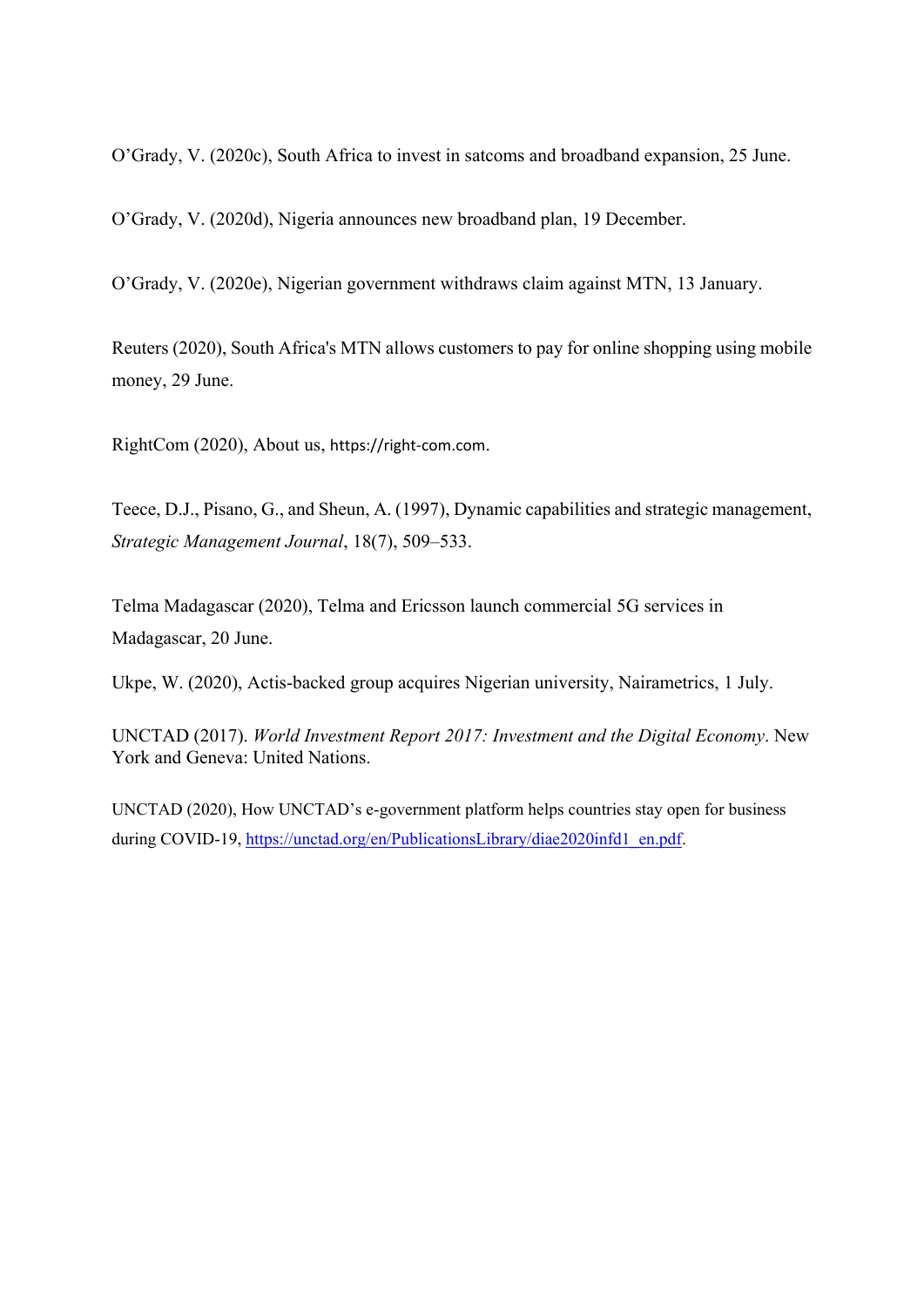O'Grady, V. (2020c), South Africa to invest in satcoms and broadband expansion, 25 June.

O'Grady, V. (2020d), Nigeria announces new broadband plan, 19 December.

O'Grady, V. (2020e), Nigerian government withdraws claim against MTN, 13 January.

Reuters (2020), South Africa's MTN allows customers to pay for online shopping using mobile money, 29 June.

RightCom (2020), About us, https://right-com.com.

Teece, D.J., Pisano, G., and Sheun, A. (1997), Dynamic capabilities and strategic management, *Strategic Management Journal*, 18(7), 509–533.

Telma Madagascar (2020), Telma and Ericsson launch commercial 5G services in Madagascar, 20 June.

Ukpe, W. (2020), Actis-backed group acquires Nigerian university, Nairametrics, 1 July.

UNCTAD (2017). *World Investment Report 2017: Investment and the Digital Economy*. New York and Geneva: United Nations.

UNCTAD (2020), How UNCTAD's e-government platform helps countries stay open for business during COVID-19, https://unctad.org/en/PublicationsLibrary/diae2020infd1_en.pdf.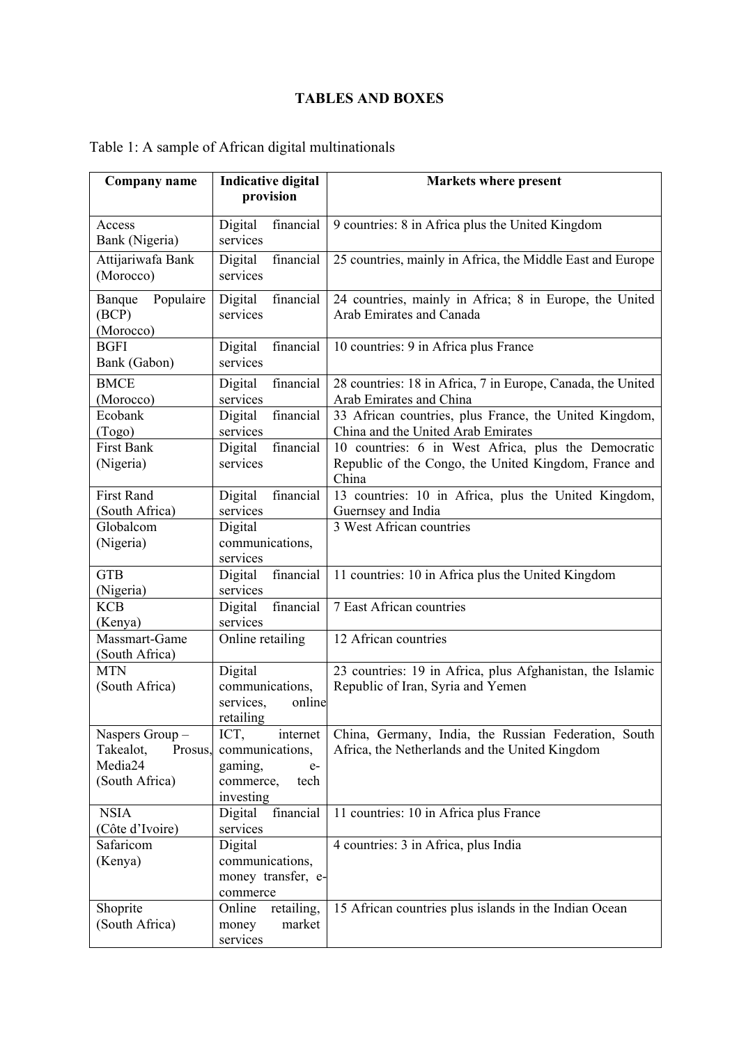# TABLES AND BOXES

Table 1: A sample of African digital multinationals

| Company name | Indicative digital provision | Markets where present |
|---|---|---|
| Access Bank (Nigeria) | Digital financial services | 9 countries: 8 in Africa plus the United Kingdom |
| Attijariwafa Bank (Morocco) | Digital financial services | 25 countries, mainly in Africa, the Middle East and Europe |
| Banque Populaire (BCP) (Morocco) | Digital financial services | 24 countries, mainly in Africa; 8 in Europe, the United Arab Emirates and Canada |
| BGFI Bank (Gabon) | Digital financial services | 10 countries: 9 in Africa plus France |
| BMCE (Morocco) | Digital financial services | 28 countries: 18 in Africa, 7 in Europe, Canada, the United Arab Emirates and China |
| Ecobank (Togo) | Digital financial services | 33 African countries, plus France, the United Kingdom, China and the United Arab Emirates |
| First Bank (Nigeria) | Digital financial services | 10 countries: 6 in West Africa, plus the Democratic Republic of the Congo, the United Kingdom, France and China |
| First Rand (South Africa) | Digital financial services | 13 countries: 10 in Africa, plus the United Kingdom, Guernsey and India |
| Globalcom (Nigeria) | Digital communications, services | 3 West African countries |
| GTB (Nigeria) | Digital financial services | 11 countries: 10 in Africa plus the United Kingdom |
| KCB (Kenya) | Digital financial services | 7 East African countries |
| Massmart-Game (South Africa) | Online retailing | 12 African countries |
| MTN (South Africa) | Digital communications, services, online retailing | 23 countries: 19 in Africa, plus Afghanistan, the Islamic Republic of Iran, Syria and Yemen |
| Naspers Group – Takealot, Prosus, Media24 (South Africa) | ICT, internet communications, gaming, e-commerce, tech investing | China, Germany, India, the Russian Federation, South Africa, the Netherlands and the United Kingdom |
| NSIA (Côte d'Ivoire) | Digital financial services | 11 countries: 10 in Africa plus France |
| Safaricom (Kenya) | Digital communications, money transfer, e-commerce | 4 countries: 3 in Africa, plus India |
| Shoprite (South Africa) | Online retailing, money market services | 15 African countries plus islands in the Indian Ocean |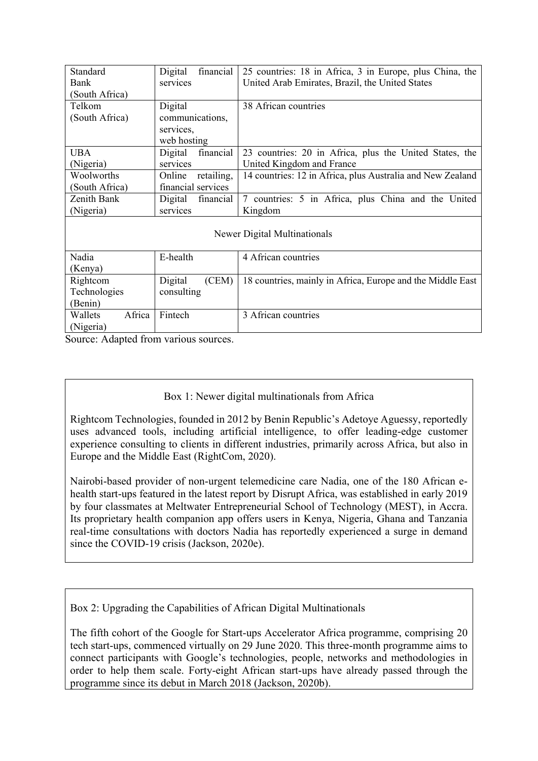| Standard Bank (South Africa) | Digital financial services | 25 countries: 18 in Africa, 3 in Europe, plus China, the United Arab Emirates, Brazil, the United States |
|---|---|---|
| Telkom (South Africa) | Digital communications, services, web hosting | 38 African countries |
| UBA (Nigeria) | Digital financial services | 23 countries: 20 in Africa, plus the United States, the United Kingdom and France |
| Woolworths (South Africa) | Online retailing, financial services | 14 countries: 12 in Africa, plus Australia and New Zealand |
| Zenith Bank (Nigeria) | Digital financial services | 7 countries: 5 in Africa, plus China and the United Kingdom |
| Newer Digital Multinationals | | |
| Nadia (Kenya) | E-health | 4 African countries |
| Rightcom Technologies (Benin) | Digital (CEM) consulting | 18 countries, mainly in Africa, Europe and the Middle East |
| Wallets Africa (Nigeria) | Fintech | 3 African countries |

Source: Adapted from various sources.

Box 1: Newer digital multinationals from Africa

Rightcom Technologies, founded in 2012 by Benin Republic's Adetoye Aguessy, reportedly uses advanced tools, including artificial intelligence, to offer leading-edge customer experience consulting to clients in different industries, primarily across Africa, but also in Europe and the Middle East (RightCom, 2020).

Nairobi-based provider of non-urgent telemedicine care Nadia, one of the 180 African e-health start-ups featured in the latest report by Disrupt Africa, was established in early 2019 by four classmates at Meltwater Entrepreneurial School of Technology (MEST), in Accra. Its proprietary health companion app offers users in Kenya, Nigeria, Ghana and Tanzania real-time consultations with doctors Nadia has reportedly experienced a surge in demand since the COVID-19 crisis (Jackson, 2020e).

Box 2: Upgrading the Capabilities of African Digital Multinationals

The fifth cohort of the Google for Start-ups Accelerator Africa programme, comprising 20 tech start-ups, commenced virtually on 29 June 2020. This three-month programme aims to connect participants with Google's technologies, people, networks and methodologies in order to help them scale. Forty-eight African start-ups have already passed through the programme since its debut in March 2018 (Jackson, 2020b).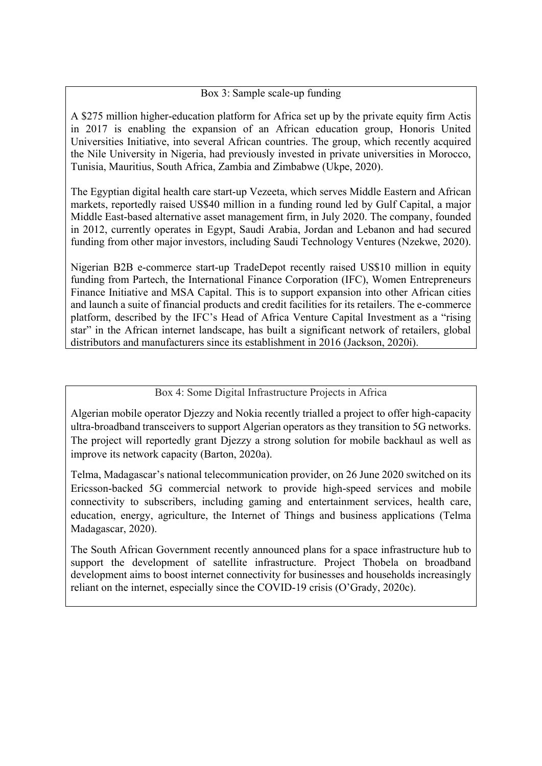Box 3: Sample scale-up funding

A $275 million higher-education platform for Africa set up by the private equity firm Actis in 2017 is enabling the expansion of an African education group, Honoris United Universities Initiative, into several African countries. The group, which recently acquired the Nile University in Nigeria, had previously invested in private universities in Morocco, Tunisia, Mauritius, South Africa, Zambia and Zimbabwe (Ukpe, 2020).

The Egyptian digital health care start-up Vezeeta, which serves Middle Eastern and African markets, reportedly raised US$40 million in a funding round led by Gulf Capital, a major Middle East-based alternative asset management firm, in July 2020. The company, founded in 2012, currently operates in Egypt, Saudi Arabia, Jordan and Lebanon and had secured funding from other major investors, including Saudi Technology Ventures (Nzekwe, 2020).

Nigerian B2B e-commerce start-up TradeDepot recently raised US$10 million in equity funding from Partech, the International Finance Corporation (IFC), Women Entrepreneurs Finance Initiative and MSA Capital. This is to support expansion into other African cities and launch a suite of financial products and credit facilities for its retailers. The e-commerce platform, described by the IFC's Head of Africa Venture Capital Investment as a "rising star" in the African internet landscape, has built a significant network of retailers, global distributors and manufacturers since its establishment in 2016 (Jackson, 2020i).

Box 4: Some Digital Infrastructure Projects in Africa

Algerian mobile operator Djezzy and Nokia recently trialled a project to offer high-capacity ultra-broadband transceivers to support Algerian operators as they transition to 5G networks. The project will reportedly grant Djezzy a strong solution for mobile backhaul as well as improve its network capacity (Barton, 2020a).

Telma, Madagascar's national telecommunication provider, on 26 June 2020 switched on its Ericsson-backed 5G commercial network to provide high-speed services and mobile connectivity to subscribers, including gaming and entertainment services, health care, education, energy, agriculture, the Internet of Things and business applications (Telma Madagascar, 2020).

The South African Government recently announced plans for a space infrastructure hub to support the development of satellite infrastructure. Project Thobela on broadband development aims to boost internet connectivity for businesses and households increasingly reliant on the internet, especially since the COVID-19 crisis (O'Grady, 2020c).